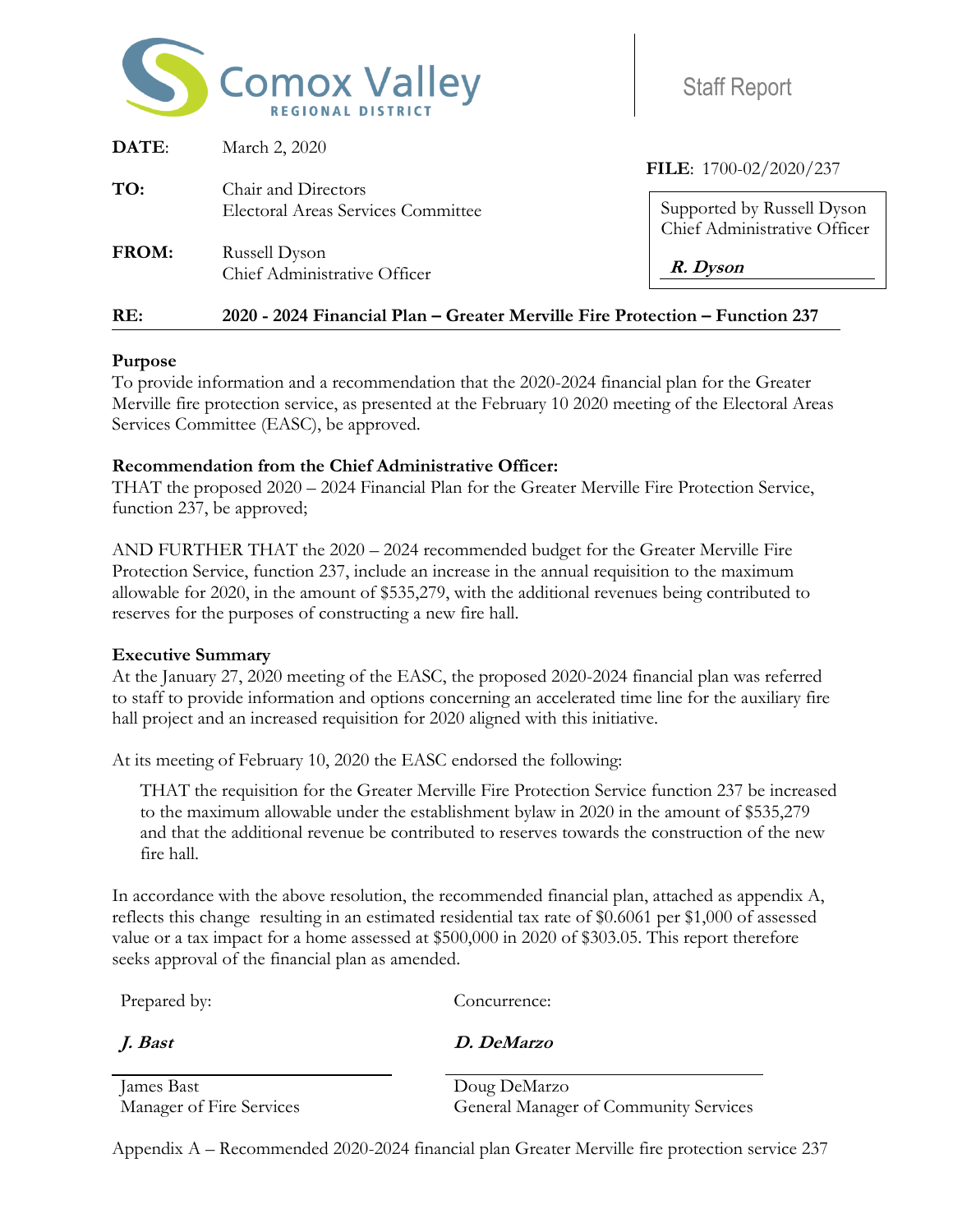Comox Valley REGIONAL DISTRICT

Staff Report

**DATE**: March 2, 2020

**FILE**: 1700-02/2020/237

**TO**: Chair and Directors
Electoral Areas Services Committee

Supported by Russell Dyson
Chief Administrative Officer

***R. Dyson***

**FROM**: Russell Dyson
Chief Administrative Officer

**RE: 2020 - 2024 Financial Plan – Greater Merville Fire Protection – Function 237**

**Purpose**

To provide information and a recommendation that the 2020-2024 financial plan for the Greater Merville fire protection service, as presented at the February 10 2020 meeting of the Electoral Areas Services Committee (EASC), be approved.

**Recommendation from the Chief Administrative Officer:**

THAT the proposed 2020 – 2024 Financial Plan for the Greater Merville Fire Protection Service, function 237, be approved;

AND FURTHER THAT the 2020 – 2024 recommended budget for the Greater Merville Fire Protection Service, function 237, include an increase in the annual requisition to the maximum allowable for 2020, in the amount of $535,279, with the additional revenues being contributed to reserves for the purposes of constructing a new fire hall.

**Executive Summary**

At the January 27, 2020 meeting of the EASC, the proposed 2020-2024 financial plan was referred to staff to provide information and options concerning an accelerated time line for the auxiliary fire hall project and an increased requisition for 2020 aligned with this initiative.

At its meeting of February 10, 2020 the EASC endorsed the following:

> THAT the requisition for the Greater Merville Fire Protection Service function 237 be increased to the maximum allowable under the establishment bylaw in 2020 in the amount of $535,279 and that the additional revenue be contributed to reserves towards the construction of the new fire hall.

In accordance with the above resolution, the recommended financial plan, attached as appendix A, reflects this change resulting in an estimated residential tax rate of $0.6061 per $1,000 of assessed value or a tax impact for a home assessed at $500,000 in 2020 of $303.05. This report therefore seeks approval of the financial plan as amended.

| Prepared by: | Concurrence: |
|---|---|
| ***J. Bast*** | ***D. DeMarzo*** |
| James Bast<br>Manager of Fire Services | Doug DeMarzo<br>General Manager of Community Services |

Appendix A – Recommended 2020-2024 financial plan Greater Merville fire protection service 237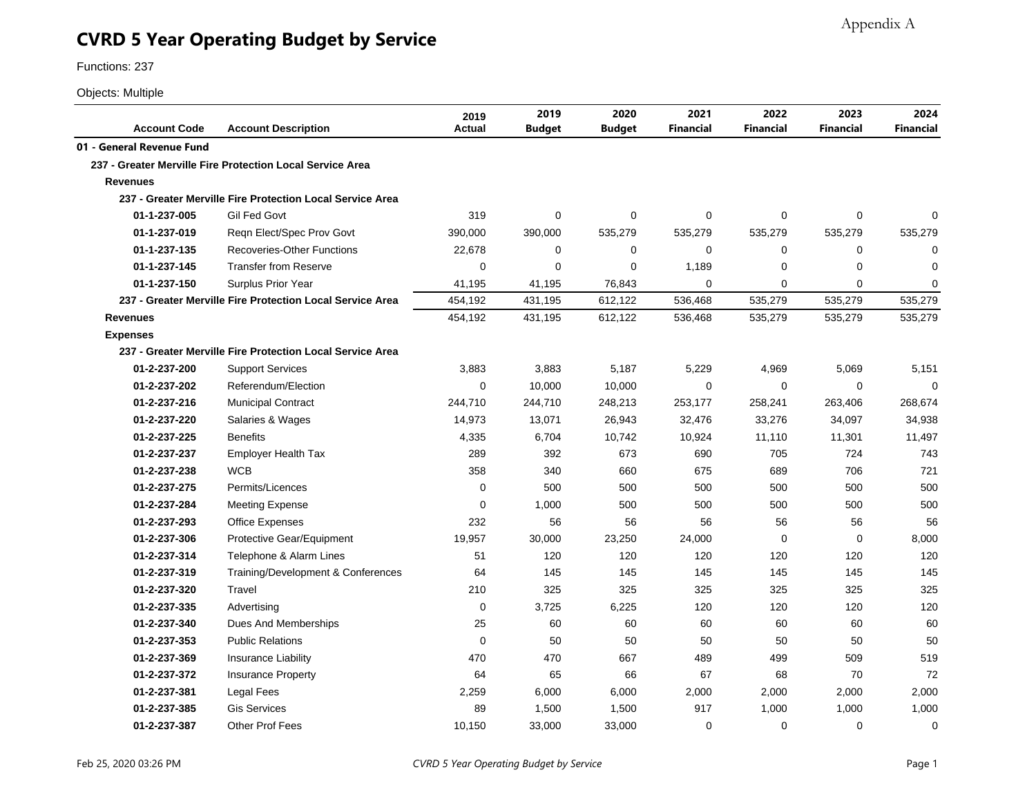Appendix A

# CVRD 5 Year Operating Budget by Service

Functions: 237

Objects: Multiple

| Account Code | Account Description | 2019 Actual | 2019 Budget | 2020 Budget | 2021 Financial | 2022 Financial | 2023 Financial | 2024 Financial |
|---|---|---|---|---|---|---|---|---|
| **01 - General Revenue Fund** | | | | | | | | |
| **237 - Greater Merville Fire Protection Local Service Area** | | | | | | | | |
| **Revenues** | | | | | | | | |
| **237 - Greater Merville Fire Protection Local Service Area** | | | | | | | | |
| **01-1-237-005** | Gil Fed Govt | 319 | 0 | 0 | 0 | 0 | 0 | 0 |
| **01-1-237-019** | Reqn Elect/Spec Prov Govt | 390,000 | 390,000 | 535,279 | 535,279 | 535,279 | 535,279 | 535,279 |
| **01-1-237-135** | Recoveries-Other Functions | 22,678 | 0 | 0 | 0 | 0 | 0 | 0 |
| **01-1-237-145** | Transfer from Reserve | 0 | 0 | 0 | 1,189 | 0 | 0 | 0 |
| **01-1-237-150** | Surplus Prior Year | 41,195 | 41,195 | 76,843 | 0 | 0 | 0 | 0 |
| **237 - Greater Merville Fire Protection Local Service Area** | | 454,192 | 431,195 | 612,122 | 536,468 | 535,279 | 535,279 | 535,279 |
| **Revenues** | | 454,192 | 431,195 | 612,122 | 536,468 | 535,279 | 535,279 | 535,279 |
| **Expenses** | | | | | | | | |
| **237 - Greater Merville Fire Protection Local Service Area** | | | | | | | | |
| **01-2-237-200** | Support Services | 3,883 | 3,883 | 5,187 | 5,229 | 4,969 | 5,069 | 5,151 |
| **01-2-237-202** | Referendum/Election | 0 | 10,000 | 10,000 | 0 | 0 | 0 | 0 |
| **01-2-237-216** | Municipal Contract | 244,710 | 244,710 | 248,213 | 253,177 | 258,241 | 263,406 | 268,674 |
| **01-2-237-220** | Salaries & Wages | 14,973 | 13,071 | 26,943 | 32,476 | 33,276 | 34,097 | 34,938 |
| **01-2-237-225** | Benefits | 4,335 | 6,704 | 10,742 | 10,924 | 11,110 | 11,301 | 11,497 |
| **01-2-237-237** | Employer Health Tax | 289 | 392 | 673 | 690 | 705 | 724 | 743 |
| **01-2-237-238** | WCB | 358 | 340 | 660 | 675 | 689 | 706 | 721 |
| **01-2-237-275** | Permits/Licences | 0 | 500 | 500 | 500 | 500 | 500 | 500 |
| **01-2-237-284** | Meeting Expense | 0 | 1,000 | 500 | 500 | 500 | 500 | 500 |
| **01-2-237-293** | Office Expenses | 232 | 56 | 56 | 56 | 56 | 56 | 56 |
| **01-2-237-306** | Protective Gear/Equipment | 19,957 | 30,000 | 23,250 | 24,000 | 0 | 0 | 8,000 |
| **01-2-237-314** | Telephone & Alarm Lines | 51 | 120 | 120 | 120 | 120 | 120 | 120 |
| **01-2-237-319** | Training/Development & Conferences | 64 | 145 | 145 | 145 | 145 | 145 | 145 |
| **01-2-237-320** | Travel | 210 | 325 | 325 | 325 | 325 | 325 | 325 |
| **01-2-237-335** | Advertising | 0 | 3,725 | 6,225 | 120 | 120 | 120 | 120 |
| **01-2-237-340** | Dues And Memberships | 25 | 60 | 60 | 60 | 60 | 60 | 60 |
| **01-2-237-353** | Public Relations | 0 | 50 | 50 | 50 | 50 | 50 | 50 |
| **01-2-237-369** | Insurance Liability | 470 | 470 | 667 | 489 | 499 | 509 | 519 |
| **01-2-237-372** | Insurance Property | 64 | 65 | 66 | 67 | 68 | 70 | 72 |
| **01-2-237-381** | Legal Fees | 2,259 | 6,000 | 6,000 | 2,000 | 2,000 | 2,000 | 2,000 |
| **01-2-237-385** | Gis Services | 89 | 1,500 | 1,500 | 917 | 1,000 | 1,000 | 1,000 |
| **01-2-237-387** | Other Prof Fees | 10,150 | 33,000 | 33,000 | 0 | 0 | 0 | 0 |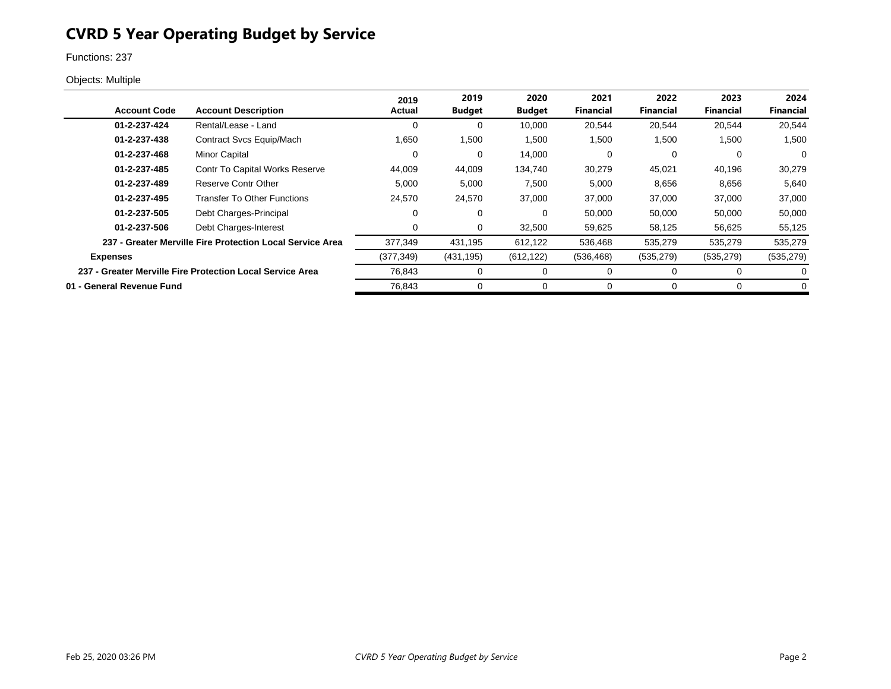# CVRD 5 Year Operating Budget by Service

Functions: 237

Objects: Multiple

| Account Code | Account Description | 2019 Actual | 2019 Budget | 2020 Budget | 2021 Financial | 2022 Financial | 2023 Financial | 2024 Financial |
|---|---|---|---|---|---|---|---|---|
| **01-2-237-424** | Rental/Lease - Land | 0 | 0 | 10,000 | 20,544 | 20,544 | 20,544 | 20,544 |
| **01-2-237-438** | Contract Svcs Equip/Mach | 1,650 | 1,500 | 1,500 | 1,500 | 1,500 | 1,500 | 1,500 |
| **01-2-237-468** | Minor Capital | 0 | 0 | 14,000 | 0 | 0 | 0 | 0 |
| **01-2-237-485** | Contr To Capital Works Reserve | 44,009 | 44,009 | 134,740 | 30,279 | 45,021 | 40,196 | 30,279 |
| **01-2-237-489** | Reserve Contr Other | 5,000 | 5,000 | 7,500 | 5,000 | 8,656 | 8,656 | 5,640 |
| **01-2-237-495** | Transfer To Other Functions | 24,570 | 24,570 | 37,000 | 37,000 | 37,000 | 37,000 | 37,000 |
| **01-2-237-505** | Debt Charges-Principal | 0 | 0 | 0 | 50,000 | 50,000 | 50,000 | 50,000 |
| **01-2-237-506** | Debt Charges-Interest | 0 | 0 | 32,500 | 59,625 | 58,125 | 56,625 | 55,125 |
| **237 - Greater Merville Fire Protection Local Service Area** | | 377,349 | 431,195 | 612,122 | 536,468 | 535,279 | 535,279 | 535,279 |
| **Expenses** | | (377,349) | (431,195) | (612,122) | (536,468) | (535,279) | (535,279) | (535,279) |
| **237 - Greater Merville Fire Protection Local Service Area** | | 76,843 | 0 | 0 | 0 | 0 | 0 | 0 |
| **01 - General Revenue Fund** | | 76,843 | 0 | 0 | 0 | 0 | 0 | 0 |